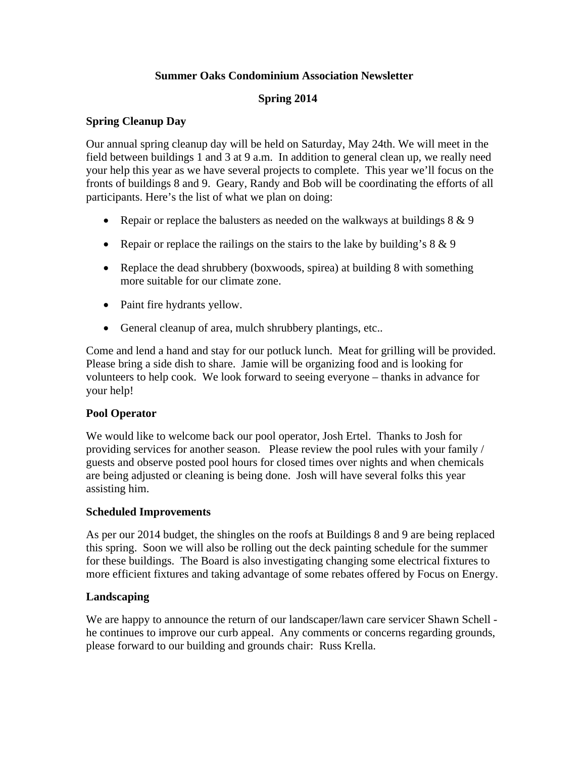# Summer Oaks Condominium Association Newsletter

## Spring 2014

### Spring Cleanup Day

Our annual spring cleanup day will be held on Saturday, May 24th. We will meet in the field between buildings 1 and 3 at 9 a.m. In addition to general clean up, we really need your help this year as we have several projects to complete. This year we'll focus on the fronts of buildings 8 and 9. Geary, Randy and Bob will be coordinating the efforts of all participants. Here's the list of what we plan on doing:

- Repair or replace the balusters as needed on the walkways at buildings 8 & 9
- Repair or replace the railings on the stairs to the lake by building's 8 & 9
- Replace the dead shrubbery (boxwoods, spirea) at building 8 with something more suitable for our climate zone.
- Paint fire hydrants yellow.
- General cleanup of area, mulch shrubbery plantings, etc..

Come and lend a hand and stay for our potluck lunch. Meat for grilling will be provided. Please bring a side dish to share. Jamie will be organizing food and is looking for volunteers to help cook. We look forward to seeing everyone – thanks in advance for your help!

### Pool Operator

We would like to welcome back our pool operator, Josh Ertel. Thanks to Josh for providing services for another season. Please review the pool rules with your family / guests and observe posted pool hours for closed times over nights and when chemicals are being adjusted or cleaning is being done. Josh will have several folks this year assisting him.

### Scheduled Improvements

As per our 2014 budget, the shingles on the roofs at Buildings 8 and 9 are being replaced this spring. Soon we will also be rolling out the deck painting schedule for the summer for these buildings. The Board is also investigating changing some electrical fixtures to more efficient fixtures and taking advantage of some rebates offered by Focus on Energy.

### Landscaping

We are happy to announce the return of our landscaper/lawn care servicer Shawn Schell - he continues to improve our curb appeal. Any comments or concerns regarding grounds, please forward to our building and grounds chair: Russ Krella.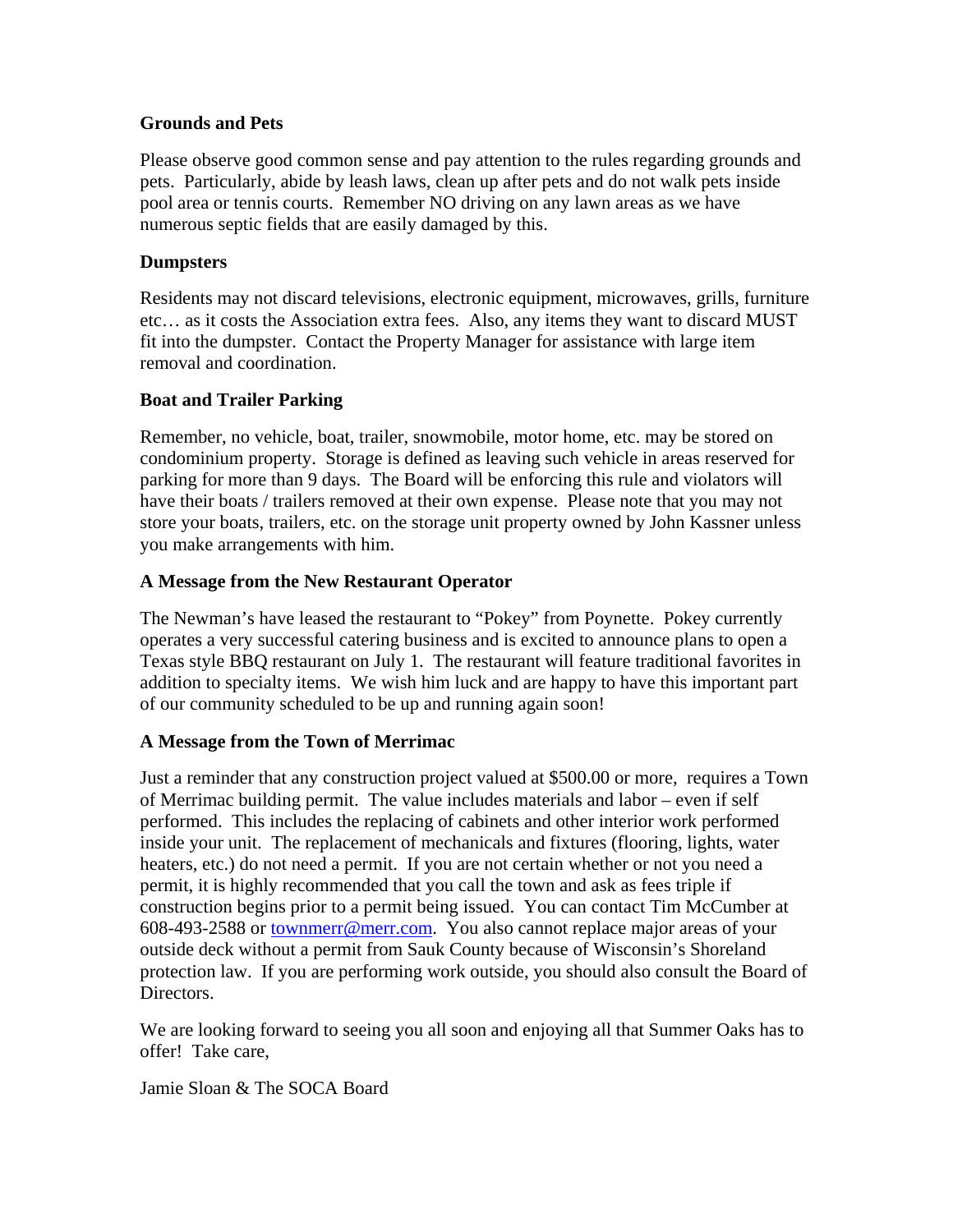**Grounds and Pets**

Please observe good common sense and pay attention to the rules regarding grounds and pets. Particularly, abide by leash laws, clean up after pets and do not walk pets inside pool area or tennis courts. Remember NO driving on any lawn areas as we have numerous septic fields that are easily damaged by this.

**Dumpsters**

Residents may not discard televisions, electronic equipment, microwaves, grills, furniture etc… as it costs the Association extra fees. Also, any items they want to discard MUST fit into the dumpster. Contact the Property Manager for assistance with large item removal and coordination.

**Boat and Trailer Parking**

Remember, no vehicle, boat, trailer, snowmobile, motor home, etc. may be stored on condominium property. Storage is defined as leaving such vehicle in areas reserved for parking for more than 9 days. The Board will be enforcing this rule and violators will have their boats / trailers removed at their own expense. Please note that you may not store your boats, trailers, etc. on the storage unit property owned by John Kassner unless you make arrangements with him.

**A Message from the New Restaurant Operator**

The Newman's have leased the restaurant to "Pokey" from Poynette. Pokey currently operates a very successful catering business and is excited to announce plans to open a Texas style BBQ restaurant on July 1. The restaurant will feature traditional favorites in addition to specialty items. We wish him luck and are happy to have this important part of our community scheduled to be up and running again soon!

**A Message from the Town of Merrimac**

Just a reminder that any construction project valued at $500.00 or more, requires a Town of Merrimac building permit. The value includes materials and labor – even if self performed. This includes the replacing of cabinets and other interior work performed inside your unit. The replacement of mechanicals and fixtures (flooring, lights, water heaters, etc.) do not need a permit. If you are not certain whether or not you need a permit, it is highly recommended that you call the town and ask as fees triple if construction begins prior to a permit being issued. You can contact Tim McCumber at 608-493-2588 or townmerr@merr.com. You also cannot replace major areas of your outside deck without a permit from Sauk County because of Wisconsin's Shoreland protection law. If you are performing work outside, you should also consult the Board of Directors.

We are looking forward to seeing you all soon and enjoying all that Summer Oaks has to offer! Take care,

Jamie Sloan & The SOCA Board